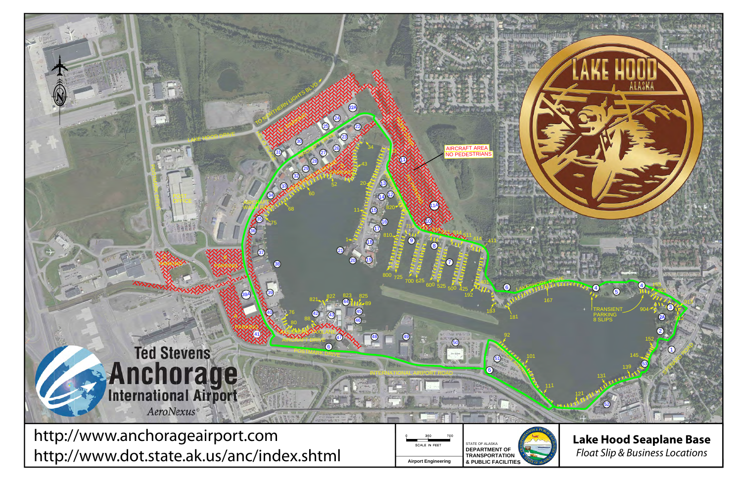# Lake Hood Seaplane Base

*Float Slip & Business Locations*

http://www.anchorageairport.com

http://www.dot.state.ak.us/anc/index.shtml

Ted Stevens Anchorage International Airport

*AeroNexus®*

Airport Engineering

SCALE IN FEET: 0 — 350 — 700

STATE OF ALASKA
DEPARTMENT OF TRANSPORTATION & PUBLIC FACILITIES

LAKE HOOD ALASKA

AIRCRAFT AREA
NO PEDESTRIANS

TRANSIENT PARKING
8 SLIPS

TO NORTHERN LIGHTS BLVD

LAKE HOOD DRIVE

FIELD PLACE

POSTMARK DRIVE

AIRCRAFT DRIVE

LAKESHORE DRIVE

LAKESHORE TAXILANE

INTERNATIONAL AIRPORT ROAD

SPENARD ROAD

POST OFFICE

AIRCRAFT WASH PAD

PARKING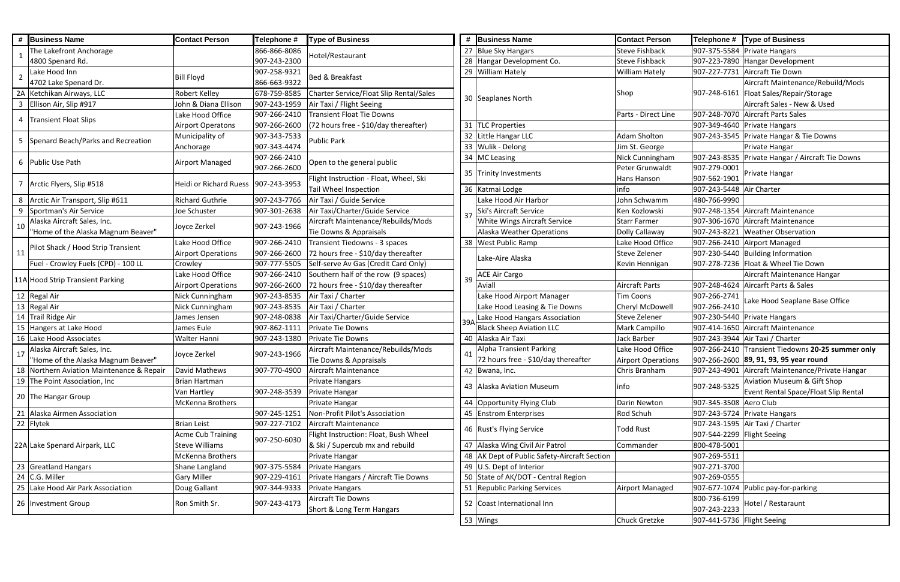| # | Business Name | Contact Person | Telephone # | Type of Business |
|---|---|---|---|---|
| 1 | The Lakefront Anchorage<br>4800 Spenard Rd. | | 866-866-8086<br>907-243-2300 | Hotel/Restaurant |
| 2 | Lake Hood Inn<br>4702 Lake Spenard Dr. | Bill Floyd | 907-258-9321<br>866-663-9322 | Bed & Breakfast |
| 2A | Ketchikan Airways, LLC | Robert Kelley | 678-759-8585 | Charter Service/Float Slip Rental/Sales |
| 3 | Ellison Air, Slip #917 | John & Diana Ellison | 907-243-1959 | Air Taxi / Flight Seeing |
| 4 | Transient Float Slips | Lake Hood Office<br>Airport Operatons | 907-266-2410<br>907-266-2600 | Transient Float Tie Downs<br>(72 hours free - $10/day thereafter) |
| 5 | Spenard Beach/Parks and Recreation | Municipality of<br>Anchorage | 907-343-7533<br>907-343-4474 | Public Park |
| 6 | Public Use Path | Airport Managed | 907-266-2410<br>907-266-2600 | Open to the general public |
| 7 | Arctic Flyers, Slip #518 | Heidi or Richard Ruess | 907-243-3953 | Flight Instruction - Float, Wheel, Ski<br>Tail Wheel Inspection |
| 8 | Arctic Air Transport, Slip #611 | Richard Guthrie | 907-243-7766 | Air Taxi / Guide Service |
| 9 | Sportman's Air Service | Joe Schuster | 907-301-2638 | Air Taxi/Charter/Guide Service |
| 10 | Alaska Aircraft Sales, Inc.<br>"Home of the Alaska Magnum Beaver" | Joyce Zerkel | 907-243-1966 | Aircraft Maintenance/Rebuilds/Mods<br>Tie Downs & Appraisals |
| 11 | Pilot Shack / Hood Strip Transient | Lake Hood Office<br>Airport Operations | 907-266-2410<br>907-266-2600 | Transient Tiedowns - 3 spaces<br>72 hours free - $10/day thereafter |
| | Fuel - Crowley Fuels (CPD) - 100 LL | Crowley | 907-777-5505 | Self-serve Av Gas (Credit Card Only) |
| 11A | Hood Strip Transient Parking | Lake Hood Office<br>Airport Operations | 907-266-2410<br>907-266-2600 | Southern half of the row (9 spaces)<br>72 hours free - $10/day thereafter |
| 12 | Regal Air | Nick Cunningham | 907-243-8535 | Air Taxi / Charter |
| 13 | Regal Air | Nick Cunningham | 907-243-8535 | Air Taxi / Charter |
| 14 | Trail Ridge Air | James Jensen | 907-248-0838 | Air Taxi/Charter/Guide Service |
| 15 | Hangers at Lake Hood | James Eule | 907-862-1111 | Private Tie Downs |
| 16 | Lake Hood Associates | Walter Hanni | 907-243-1380 | Private Tie Downs |
| 17 | Alaska Aircraft Sales, Inc.<br>"Home of the Alaska Magnum Beaver" | Joyce Zerkel | 907-243-1966 | Aircraft Maintenance/Rebuilds/Mods<br>Tie Downs & Appraisals |
| 18 | Northern Aviation Maintenance & Repair | David Mathews | 907-770-4900 | Aircraft Maintenance |
| 19 | The Point Association, Inc | Brian Hartman | | Private Hangars |
| 20 | The Hangar Group | Van Hartley | 907-248-3539 | Private Hangar |
| | | McKenna Brothers | | Private Hangar |
| 21 | Alaska Airmen Association | | 907-245-1251 | Non-Profit Pilot's Association |
| 22 | Flytek | Brian Leist | 907-227-7102 | Aircraft Maintenance |
| 22A | Lake Spenard Airpark, LLC | Acme Cub Training<br>Steve Williams | 907-250-6030 | Flight Instruction: Float, Bush Wheel<br>& Ski / Supercub mx and rebuild |
| | | McKenna Brothers | | Private Hangar |
| 23 | Greatland Hangars | Shane Langland | 907-375-5584 | Private Hangars |
| 24 | C.G. Miller | Gary Miller | 907-229-4161 | Private Hangars / Aircraft Tie Downs |
| 25 | Lake Hood Air Park Association | Doug Gallant | 907-344-9333 | Private Hangars |
| 26 | Investment Group | Ron Smith Sr. | 907-243-4173 | Aircraft Tie Downs<br>Short & Long Term Hangars |
| 27 | Blue Sky Hangars | Steve Fishback | 907-375-5584 | Private Hangars |
| 28 | Hangar Development Co. | Steve Fishback | 907-223-7890 | Hangar Development |
| 29 | William Hately | William Hately | 907-227-7731 | Aircraft Tie Down |
| 30 | Seaplanes North | Shop | 907-248-6161 | Aircraft Maintenance/Rebuild/Mods<br>Float Sales/Repair/Storage<br>Aircraft Sales - New & Used |
| | | Parts - Direct Line | 907-248-7070 | Aircraft Parts Sales |
| 31 | TLC Properties | | 907-349-4640 | Private Hangars |
| 32 | Little Hangar LLC | Adam Sholton | 907-243-3545 | Private Hangar & Tie Downs |
| 33 | Wulik - Delong | Jim St. George | | Private Hangar |
| 34 | MC Leasing | Nick Cunningham | 907-243-8535 | Private Hangar / Aircraft Tie Downs |
| 35 | Trinity Investments | Peter Grunwaldt<br>Hans Hanson | 907-279-0001<br>907-562-1901 | Private Hangar |
| 36 | Katmai Lodge | info | 907-243-5448 | Air Charter |
| 37 | Lake Hood Air Harbor | John Schwamm | 480-766-9990 | |
| | Ski's Aircraft Service | Ken Kozlowski | 907-248-1354 | Aircraft Maintenance |
| | White Wings Aircraft Service | Starr Farmer | 907-306-1670 | Aircraft Maintenance |
| | Alaska Weather Operations | Dolly Callaway | 907-243-8221 | Weather Observation |
| 38 | West Public Ramp | Lake Hood Office | 907-266-2410 | Airport Managed |
| 39 | Lake-Aire Alaska | Steve Zelener<br>Kevin Hennigan | 907-230-5440<br>907-278-7236 | Building Information<br>Float & Wheel Tie Down |
| | ACE Air Cargo | | | Aircraft Maintenance Hangar |
| | Aviall | Aircraft Parts | 907-248-4624 | Aircarft Parts & Sales |
| | Lake Hood Airport Manager | Tim Coons | 907-266-2741 | Lake Hood Seaplane Base Office |
| | Lake Hood Leasing & Tie Downs | Cheryl McDowell | 907-266-2410 | |
| 39A | Lake Hood Hangars Association | Steve Zelener | 907-230-5440 | Private Hangars |
| | Black Sheep Aviation LLC | Mark Campillo | 907-414-1650 | Aircraft Maintenance |
| 40 | Alaska Air Taxi | Jack Barber | 907-243-3944 | Air Taxi / Charter |
| 41 | Alpha Transient Parking<br>72 hours free - $10/day thereafter | Lake Hood Office<br>Airport Operations | 907-266-2410<br>907-266-2600 | Transient Tiedowns **20-25 summer only**<br>**89, 91, 93, 95 year round** |
| 42 | Bwana, Inc. | Chris Branham | 907-243-4901 | Aircraft Maintenance/Private Hangar |
| 43 | Alaska Aviation Museum | info | 907-248-5325 | Aviation Museum & Gift Shop<br>Event Rental Space/Float Slip Rental |
| 44 | Opportunity Flying Club | Darin Newton | 907-345-3508 | Aero Club |
| 45 | Enstrom Enterprises | Rod Schuh | 907-243-5724 | Private Hangars |
| 46 | Rust's Flying Service | Todd Rust | 907-243-1595<br>907-544-2299 | Air Taxi / Charter<br>Flight Seeing |
| 47 | Alaska Wing Civil Air Patrol | Commander | 800-478-5001 | |
| 48 | AK Dept of Public Safety-Aircraft Section | | 907-269-5511 | |
| 49 | U.S. Dept of Interior | | 907-271-3700 | |
| 50 | State of AK/DOT - Central Region | | 907-269-0555 | |
| 51 | Republic Parking Services | Airport Managed | 907-677-1074 | Public pay-for-parking |
| 52 | Coast International Inn | | 800-736-6199<br>907-243-2233 | Hotel / Restaraunt |
| 53 | Wings | Chuck Gretzke | 907-441-5736 | Flight Seeing |